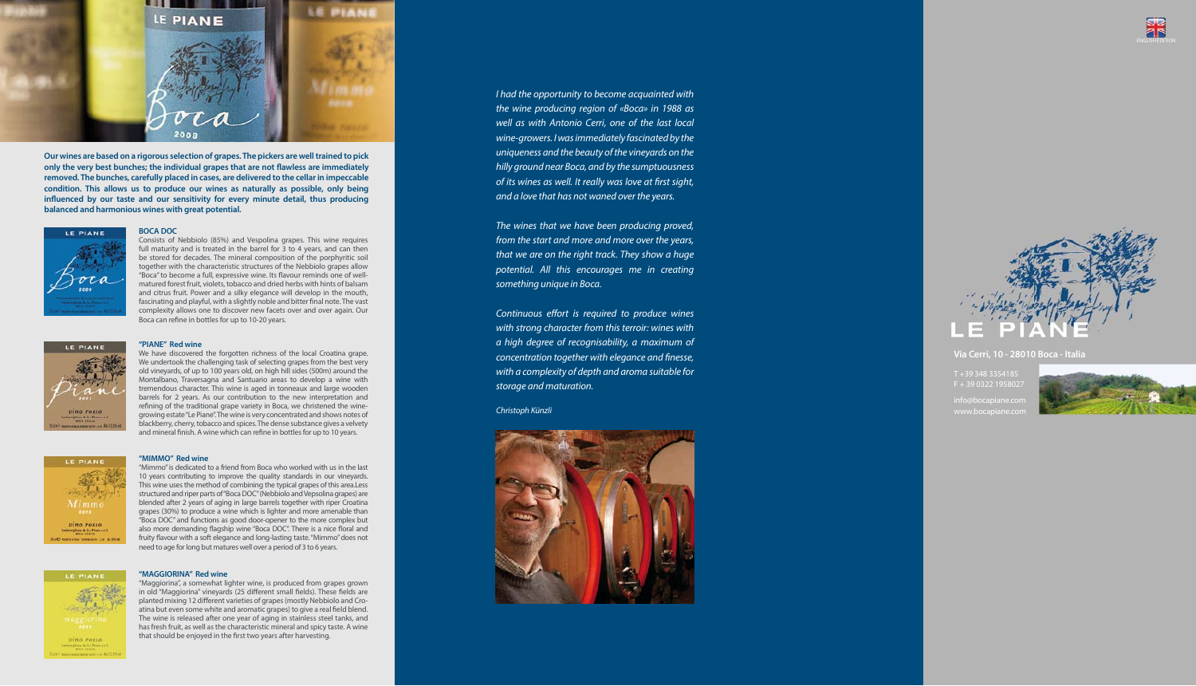**Our wines are based on a rigorous selection of grapes. The pickers are well trained to pick only the very best bunches; the individual grapes that are not flawless are immediately removed. The bunches, carefully placed in cases, are delivered to the cellar in impeccable condition. This allows us to produce our wines as naturally as possible, only being influenced by our taste and our sensitivity for every minute detail, thus producing balanced and harmonious wines with great potential.**

### BOCA DOC

Consists of Nebbiolo (85%) and Vespolina grapes. This wine requires full maturity and is treated in the barrel for 3 to 4 years, and can then be stored for decades. The mineral composition of the porphyritic soil together with the characteristic structures of the Nebbiolo grapes allow "Boca" to become a full, expressive wine. Its flavour reminds one of well-matured forest fruit, violets, tobacco and dried herbs with hints of balsam and citrus fruit. Power and a silky elegance will develop in the mouth, fascinating and playful, with a slightly noble and bitter final note. The vast complexity allows one to discover new facets over and over again. Our Boca can refine in bottles for up to 10-20 years.

### "PIANE" Red wine

We have discovered the forgotten richness of the local Croatina grape. We undertook the challenging task of selecting grapes from the best very old vineyards, of up to 100 years old, on high hill sides (500m) around the Montalbano, Traversagna and Santuario areas to develop a wine with tremendous character. This wine is aged in tonneaux and large wooden barrels for 2 years. As our contribution to the new interpretation and refining of the traditional grape variety in Boca, we christened the wine-growing estate "Le Piane". The wine is very concentrated and shows notes of blackberry, cherry, tobacco and spices. The dense substance gives a velvety and mineral finish. A wine which can refine in bottles for up to 10 years.

### "MIMMO" Red wine

"Mimmo" is dedicated to a friend from Boca who worked with us in the last 10 years contributing to improve the quality standards in our vineyards. This wine uses the method of combining the typical grapes of this area.Less structured and riper parts of "Boca DOC" (Nebbiolo and Vepsolina grapes) are blended after 2 years of aging in large barrels together with riper Croatina grapes (30%) to produce a wine which is lighter and more amenable than "Boca DOC" and functions as good door-opener to the more complex but also more demanding flagship wine "Boca DOC". There is a nice floral and fruity flavour with a soft elegance and long-lasting taste. "Mimmo" does not need to age for long but matures well over a period of 3 to 6 years.

### "MAGGIORINA" Red wine

"Maggiorina", a somewhat lighter wine, is produced from grapes grown in old "Maggiorina" vineyards (25 different small fields). These fields are planted mixing 12 different varieties of grapes (mostly Nebbiolo and Croatina but even some white and aromatic grapes) to give a real field blend. The wine is released after one year of aging in stainless steel tanks, and has fresh fruit, as well as the characteristic mineral and spicy taste. A wine that should be enjoyed in the first two years after harvesting.

*I had the opportunity to become acquainted with the wine producing region of «Boca» in 1988 as well as with Antonio Cerri, one of the last local wine-growers. I was immediately fascinated by the uniqueness and the beauty of the vineyards on the hilly ground near Boca, and by the sumptuousness of its wines as well. It really was love at first sight, and a love that has not waned over the years.*

*The wines that we have been producing proved, from the start and more and more over the years, that we are on the right track. They show a huge potential. All this encourages me in creating something unique in Boca.*

*Continuous effort is required to produce wines with strong character from this terroir: wines with a high degree of recognisability, a maximum of concentration together with elegance and finesse, with a complexity of depth and aroma suitable for storage and maturation.*

*Christoph Künzli*

ENGLISH EDITION

# LE PIANE

**Via Cerri, 10 - 28010 Boca - Italia**

T +39 348 3354185
F + 39 0322 1958027

info@bocapiane.com
www.bocapiane.com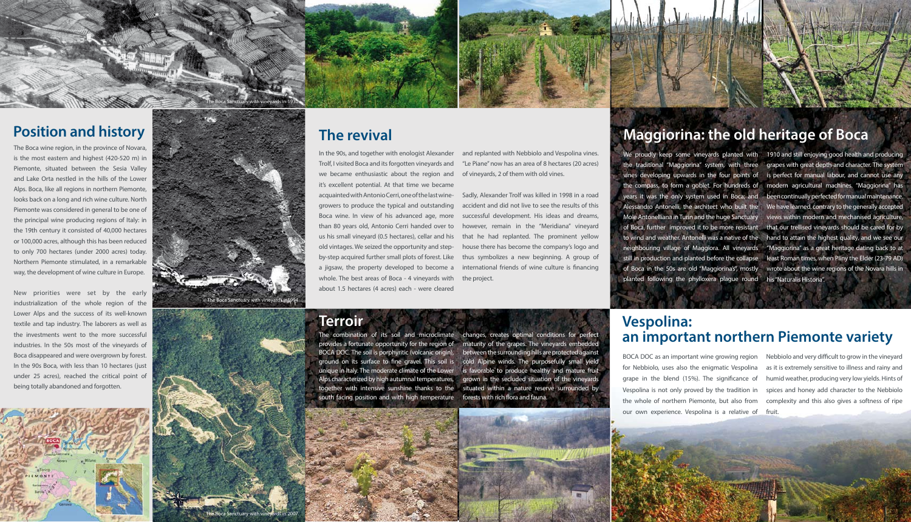The Boca Sanctuary with vineyards in 1930

## Position and history

The Boca wine region, in the province of Novara, is the most eastern and highest (420-520 m) in Piemonte, situated between the Sesia Valley and Lake Orta nestled in the hills of the Lower Alps. Boca, like all regions in northern Piemonte, looks back on a long and rich wine culture. North Piemonte was considered in general to be one of the principal wine producing regions of Italy: in the 19th century it consisted of 40,000 hectares or 100,000 acres, although this has been reduced to only 700 hectares (under 2000 acres) today. Northern Piemonte stimulated, in a remarkable way, the development of wine culture in Europe.

New priorities were set by the early industrialization of the whole region of the Lower Alps and the success of its well-known textile and tap industry. The laborers as well as the investments went to the more successful industries. In the 50s most of the vineyards of Boca disappeared and were overgrown by forest. In the 90s Boca, with less than 10 hectares (just under 25 acres), reached the critical point of being totally abandoned and forgotten.

The Boca Sanctuary with vineyards in 1994

The Boca Sanctuary with vineyards in 2007

## The revival

In the 90s, and together with enologist Alexander Trolf, I visited Boca and its forgotten vineyards and we became enthusiastic about the region and it's excellent potential. At that time we became acquainted with Antonio Cerri, one of the last winegrowers to produce the typical and outstanding Boca wine. In view of his advanced age, more than 80 years old, Antonio Cerri handed over to us his small vineyard (0.5 hectares), cellar and his old vintages. We seized the opportunity and step-by-step acquired further small plots of forest. Like a jigsaw, the property developed to become a whole. The best areas of Boca - 4 vineyards with about 1.5 hectares (4 acres) each - were cleared and replanted with Nebbiolo and Vespolina vines. "Le Piane" now has an area of 8 hectares (20 acres) of vineyards, 2 of them with old vines.

Sadly, Alexander Trolf was killed in 1998 in a road accident and did not live to see the results of this successful development. His ideas and dreams, however, remain in the "Meridiana" vineyard that he had replanted. The prominent yellow house there has become the company's logo and thus symbolizes a new beginning. A group of international friends of wine culture is financing the project.

## Terroir

The combination of its soil and microclimate provides a fortunate opportunity for the region of BOCA DOC. The soil is porphyritic (volcanic origin), ground on its surface to fine gravel. This soil is unique in Italy. The moderate climate of the Lower Alps characterized by high autumnal temperatures, together with intensive sunshine thanks to the south facing position and with high temperature changes, creates optimal conditions for perfect maturity of the grapes. The vineyards embedded between the surrounding hills are protected against cold Alpine winds. The purposefully small yield is favorable to produce healthy and mature fruit grown in the secluded situation of the vineyards situated within a nature reserve surrounded by forests with rich flora and fauna.

## Maggiorina: the old heritage of Boca

We proudly keep some vineyards planted with the traditional "Maggiorina" system, with three vines developing upwards in the four points of the compass, to form a goblet. For hundreds of years it was the only system used in Boca; and Alessandro Antonelli, the architect who built the Mole Antonelliana in Turin and the huge Sanctuary of Boca, further improved it to be more resistant to wind and weather. Antonelli was a native of the neighbouring village of Maggiora. All vineyards still in production and planted before the collapse of Boca in the 50s are old "Maggiorina's", mostly planted following the phylloxera plague round 1910 and still enjoying good health and producing grapes with great depth and character. The system is perfect for manual labour, and cannot use any modern agricultural machines. "Maggiorina" has been continually perfected for manual maintenance. We have learned, contrary to the generally accepted views within modern and mechanised agriculture, that our trellised vineyards should be cared for by hand to attain the highest quality, and we see our "Maggiorina" as a great heritage dating back to at least Roman times, when Pliny the Elder (23-79 AD) wrote about the wine regions of the Novara hills in his "Naturalis Historia".

## Vespolina: an important northern Piemonte variety

BOCA DOC as an important wine growing region for Nebbiolo, uses also the enigmatic Vespolina grape in the blend (15%). The significance of Vespolina is not only proved by the tradition in the whole of northern Piemonte, but also from our own experience. Vespolina is a relative of Nebbiolo and very difficult to grow in the vineyard as it is extremely sensitive to illness and rainy and humid weather, producing very low yields. Hints of spices and honey add character to the Nebbiolo complexity and this also gives a softness of ripe fruit.